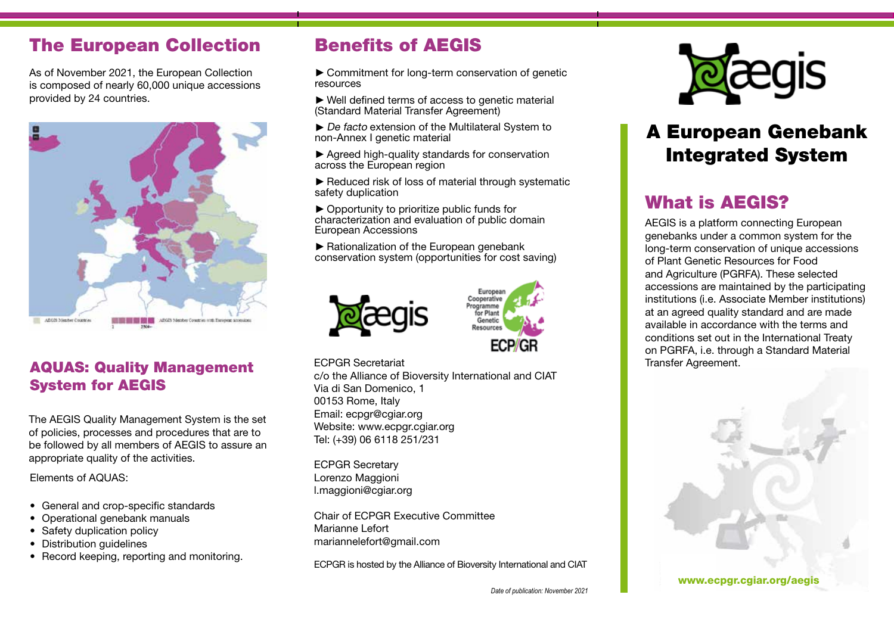## The European Collection

As of November 2021, the European Collection is composed of nearly 60,000 unique accessions provided by 24 countries.

AEGIS Member Countries 1 2500+ AEGIS Member Countries with European accessions

## AQUAS: Quality Management System for AEGIS

The AEGIS Quality Management System is the set of policies, processes and procedures that are to be followed by all members of AEGIS to assure an appropriate quality of the activities.

Elements of AQUAS:

- General and crop-specific standards
- Operational genebank manuals
- Safety duplication policy
- Distribution guidelines
- Record keeping, reporting and monitoring.

## Benefits of AEGIS

► Commitment for long-term conservation of genetic resources

► Well defined terms of access to genetic material (Standard Material Transfer Agreement)

► *De facto* extension of the Multilateral System to non-Annex I genetic material

► Agreed high-quality standards for conservation across the European region

► Reduced risk of loss of material through systematic safety duplication

► Opportunity to prioritize public funds for characterization and evaluation of public domain European Accessions

► Rationalization of the European genebank conservation system (opportunities for cost saving)

aegis

European Cooperative Programme for Plant Genetic Resources
ECP/GR

ECPGR Secretariat
c/o the Alliance of Bioversity International and CIAT
Via di San Domenico, 1
00153 Rome, Italy
Email: ecpgr@cgiar.org
Website: www.ecpgr.cgiar.org
Tel: (+39) 06 6118 251/231

ECPGR Secretary
Lorenzo Maggioni
l.maggioni@cgiar.org

Chair of ECPGR Executive Committee
Marianne Lefort
mariannelefort@gmail.com

ECPGR is hosted by the Alliance of Bioversity International and CIAT

*Date of publication: November 2021*

aegis

# A European Genebank Integrated System

## What is AEGIS?

AEGIS is a platform connecting European genebanks under a common system for the long-term conservation of unique accessions of Plant Genetic Resources for Food and Agriculture (PGRFA). These selected accessions are maintained by the participating institutions (i.e. Associate Member institutions) at an agreed quality standard and are made available in accordance with the terms and conditions set out in the International Treaty on PGRFA, i.e. through a Standard Material Transfer Agreement.

**www.ecpgr.cgiar.org/aegis**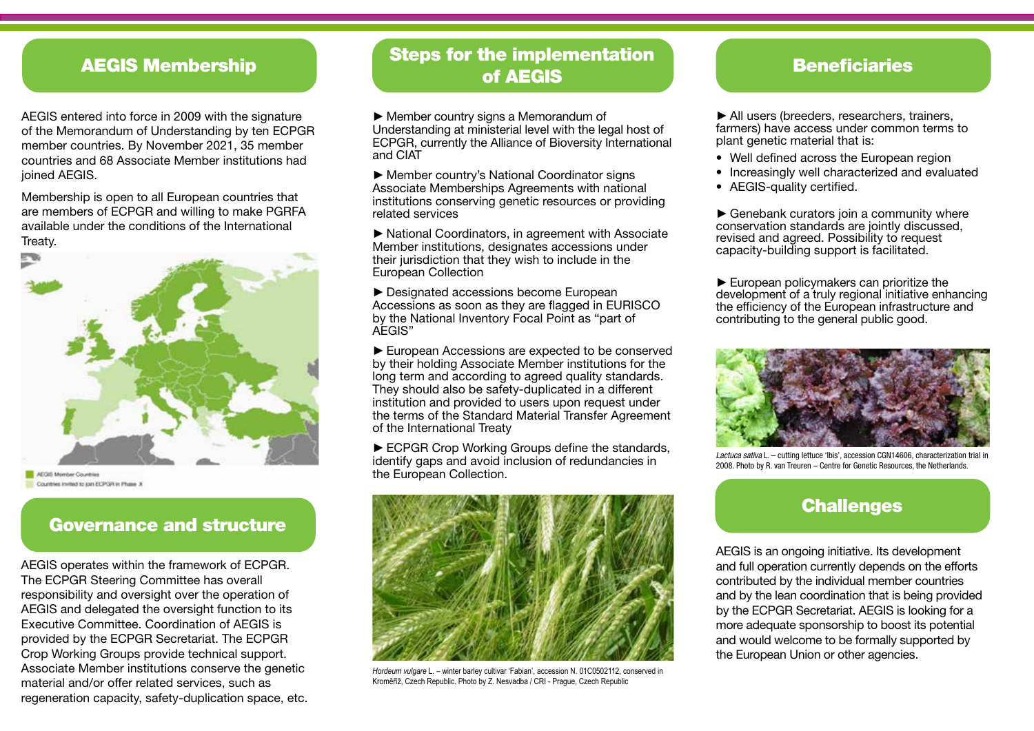## AEGIS Membership

AEGIS entered into force in 2009 with the signature of the Memorandum of Understanding by ten ECPGR member countries. By November 2021, 35 member countries and 68 Associate Member institutions had joined AEGIS.

Membership is open to all European countries that are members of ECPGR and willing to make PGRFA available under the conditions of the International Treaty.

AEGIS Member Countries
Countries invited to join ECPGR in Phase X

## Governance and structure

AEGIS operates within the framework of ECPGR. The ECPGR Steering Committee has overall responsibility and oversight over the operation of AEGIS and delegated the oversight function to its Executive Committee. Coordination of AEGIS is provided by the ECPGR Secretariat. The ECPGR Crop Working Groups provide technical support. Associate Member institutions conserve the genetic material and/or offer related services, such as regeneration capacity, safety-duplication space, etc.

## Steps for the implementation of AEGIS

► Member country signs a Memorandum of Understanding at ministerial level with the legal host of ECPGR, currently the Alliance of Bioversity International and CIAT

► Member country's National Coordinator signs Associate Memberships Agreements with national institutions conserving genetic resources or providing related services

► National Coordinators, in agreement with Associate Member institutions, designates accessions under their jurisdiction that they wish to include in the European Collection

► Designated accessions become European Accessions as soon as they are flagged in EURISCO by the National Inventory Focal Point as "part of AEGIS"

► European Accessions are expected to be conserved by their holding Associate Member institutions for the long term and according to agreed quality standards. They should also be safety-duplicated in a different institution and provided to users upon request under the terms of the Standard Material Transfer Agreement of the International Treaty

► ECPGR Crop Working Groups define the standards, identify gaps and avoid inclusion of redundancies in the European Collection.

*Hordeum vulgare* L. – winter barley cultivar 'Fabian', accession N. 01C0502112, conserved in Kroměříž, Czech Republic. Photo by Z. Nesvadba / CRI - Prague, Czech Republic

## Beneficiaries

► All users (breeders, researchers, trainers, farmers) have access under common terms to plant genetic material that is:

- Well defined across the European region
- Increasingly well characterized and evaluated
- AEGIS-quality certified.

► Genebank curators join a community where conservation standards are jointly discussed, revised and agreed. Possibility to request capacity-building support is facilitated.

► European policymakers can prioritize the development of a truly regional initiative enhancing the efficiency of the European infrastructure and contributing to the general public good.

*Lactuca sativa* L. – cutting lettuce 'Ibis', accession CGN14606, characterization trial in 2008. Photo by R. van Treuren – Centre for Genetic Resources, the Netherlands.

## Challenges

AEGIS is an ongoing initiative. Its development and full operation currently depends on the efforts contributed by the individual member countries and by the lean coordination that is being provided by the ECPGR Secretariat. AEGIS is looking for a more adequate sponsorship to boost its potential and would welcome to be formally supported by the European Union or other agencies.